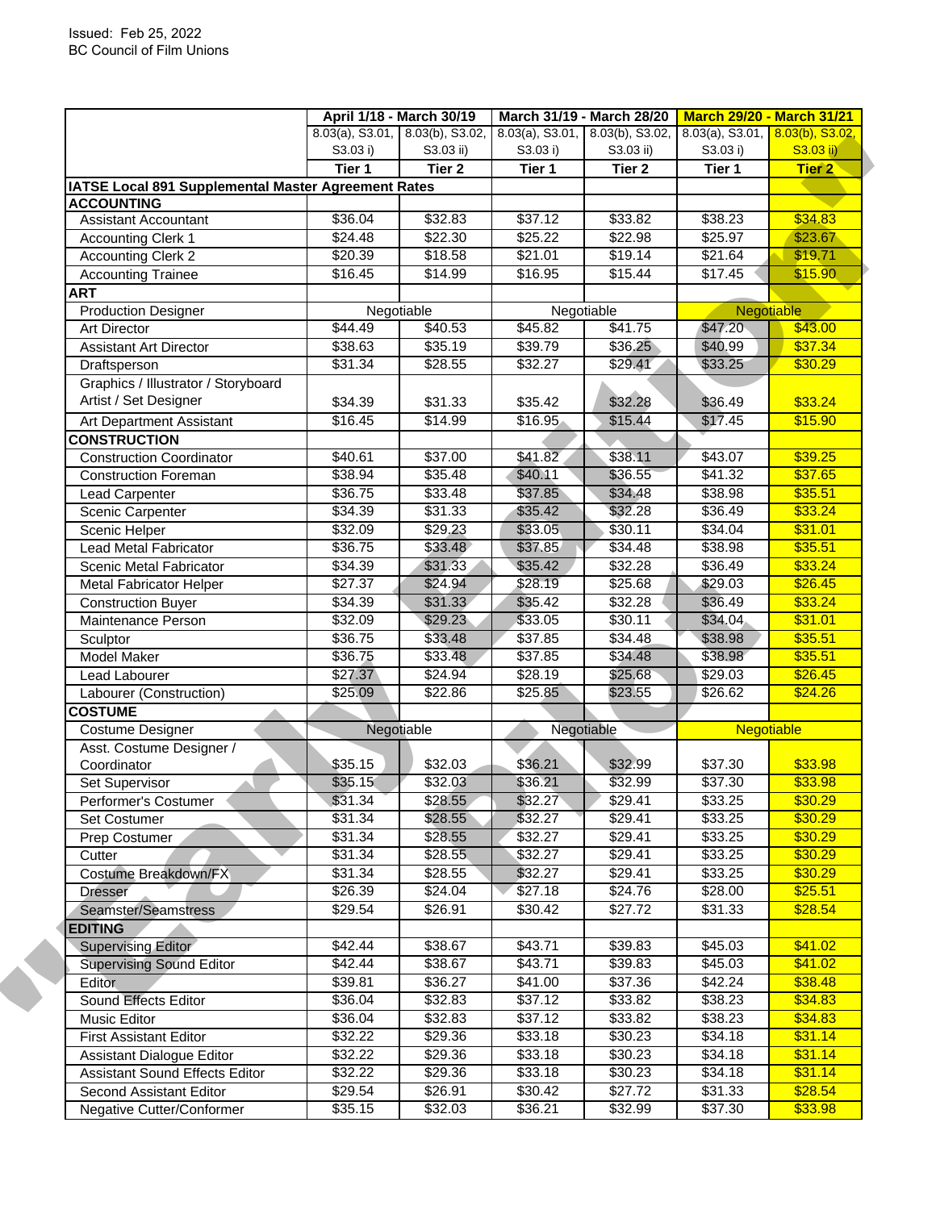Issued: Feb 25, 2022
BC Council of Film Unions

| | April 1/18 - March 30/19 | | March 31/19 - March 28/20 | | March 29/20 - March 31/21 | |
|---|---|---|---|---|---|---|
| | 8.03(a), S3.01, S3.03 i) | 8.03(b), S3.02, S3.03 ii) | 8.03(a), S3.01, S3.03 i) | 8.03(b), S3.02, S3.03 ii) | 8.03(a), S3.01, S3.03 i) | 8.03(b), S3.02, S3.03 ii) |
| | Tier 1 | Tier 2 | Tier 1 | Tier 2 | Tier 1 | Tier 2 |
| **IATSE Local 891 Supplemental Master Agreement Rates** | | | | | | |
| **ACCOUNTING** | | | | | | |
| Assistant Accountant | $36.04 | $32.83 | $37.12 | $33.82 | $38.23 | $34.83 |
| Accounting Clerk 1 | $24.48 | $22.30 | $25.22 | $22.98 | $25.97 | $23.67 |
| Accounting Clerk 2 | $20.39 | $18.58 | $21.01 | $19.14 | $21.64 | $19.71 |
| Accounting Trainee | $16.45 | $14.99 | $16.95 | $15.44 | $17.45 | $15.90 |
| **ART** | | | | | | |
| Production Designer | Negotiable | | Negotiable | | Negotiable | |
| Art Director | $44.49 | $40.53 | $45.82 | $41.75 | $47.20 | $43.00 |
| Assistant Art Director | $38.63 | $35.19 | $39.79 | $36.25 | $40.99 | $37.34 |
| Draftsperson | $31.34 | $28.55 | $32.27 | $29.41 | $33.25 | $30.29 |
| Graphics / Illustrator / Storyboard Artist / Set Designer | $34.39 | $31.33 | $35.42 | $32.28 | $36.49 | $33.24 |
| Art Department Assistant | $16.45 | $14.99 | $16.95 | $15.44 | $17.45 | $15.90 |
| **CONSTRUCTION** | | | | | | |
| Construction Coordinator | $40.61 | $37.00 | $41.82 | $38.11 | $43.07 | $39.25 |
| Construction Foreman | $38.94 | $35.48 | $40.11 | $36.55 | $41.32 | $37.65 |
| Lead Carpenter | $36.75 | $33.48 | $37.85 | $34.48 | $38.98 | $35.51 |
| Scenic Carpenter | $34.39 | $31.33 | $35.42 | $32.28 | $36.49 | $33.24 |
| Scenic Helper | $32.09 | $29.23 | $33.05 | $30.11 | $34.04 | $31.01 |
| Lead Metal Fabricator | $36.75 | $33.48 | $37.85 | $34.48 | $38.98 | $35.51 |
| Scenic Metal Fabricator | $34.39 | $31.33 | $35.42 | $32.28 | $36.49 | $33.24 |
| Metal Fabricator Helper | $27.37 | $24.94 | $28.19 | $25.68 | $29.03 | $26.45 |
| Construction Buyer | $34.39 | $31.33 | $35.42 | $32.28 | $36.49 | $33.24 |
| Maintenance Person | $32.09 | $29.23 | $33.05 | $30.11 | $34.04 | $31.01 |
| Sculptor | $36.75 | $33.48 | $37.85 | $34.48 | $38.98 | $35.51 |
| Model Maker | $36.75 | $33.48 | $37.85 | $34.48 | $38.98 | $35.51 |
| Lead Labourer | $27.37 | $24.94 | $28.19 | $25.68 | $29.03 | $26.45 |
| Labourer (Construction) | $25.09 | $22.86 | $25.85 | $23.55 | $26.62 | $24.26 |
| **COSTUME** | | | | | | |
| Costume Designer | Negotiable | | Negotiable | | Negotiable | |
| Asst. Costume Designer / Coordinator | $35.15 | $32.03 | $36.21 | $32.99 | $37.30 | $33.98 |
| Set Supervisor | $35.15 | $32.03 | $36.21 | $32.99 | $37.30 | $33.98 |
| Performer's Costumer | $31.34 | $28.55 | $32.27 | $29.41 | $33.25 | $30.29 |
| Set Costumer | $31.34 | $28.55 | $32.27 | $29.41 | $33.25 | $30.29 |
| Prep Costumer | $31.34 | $28.55 | $32.27 | $29.41 | $33.25 | $30.29 |
| Cutter | $31.34 | $28.55 | $32.27 | $29.41 | $33.25 | $30.29 |
| Costume Breakdown/FX | $31.34 | $28.55 | $32.27 | $29.41 | $33.25 | $30.29 |
| Dresser | $26.39 | $24.04 | $27.18 | $24.76 | $28.00 | $25.51 |
| Seamster/Seamstress | $29.54 | $26.91 | $30.42 | $27.72 | $31.33 | $28.54 |
| **EDITING** | | | | | | |
| Supervising Editor | $42.44 | $38.67 | $43.71 | $39.83 | $45.03 | $41.02 |
| Supervising Sound Editor | $42.44 | $38.67 | $43.71 | $39.83 | $45.03 | $41.02 |
| Editor | $39.81 | $36.27 | $41.00 | $37.36 | $42.24 | $38.48 |
| Sound Effects Editor | $36.04 | $32.83 | $37.12 | $33.82 | $38.23 | $34.83 |
| Music Editor | $36.04 | $32.83 | $37.12 | $33.82 | $38.23 | $34.83 |
| First Assistant Editor | $32.22 | $29.36 | $33.18 | $30.23 | $34.18 | $31.14 |
| Assistant Dialogue Editor | $32.22 | $29.36 | $33.18 | $30.23 | $34.18 | $31.14 |
| Assistant Sound Effects Editor | $32.22 | $29.36 | $33.18 | $30.23 | $34.18 | $31.14 |
| Second Assistant Editor | $29.54 | $26.91 | $30.42 | $27.72 | $31.33 | $28.54 |
| Negative Cutter/Conformer | $35.15 | $32.03 | $36.21 | $32.99 | $37.30 | $33.98 |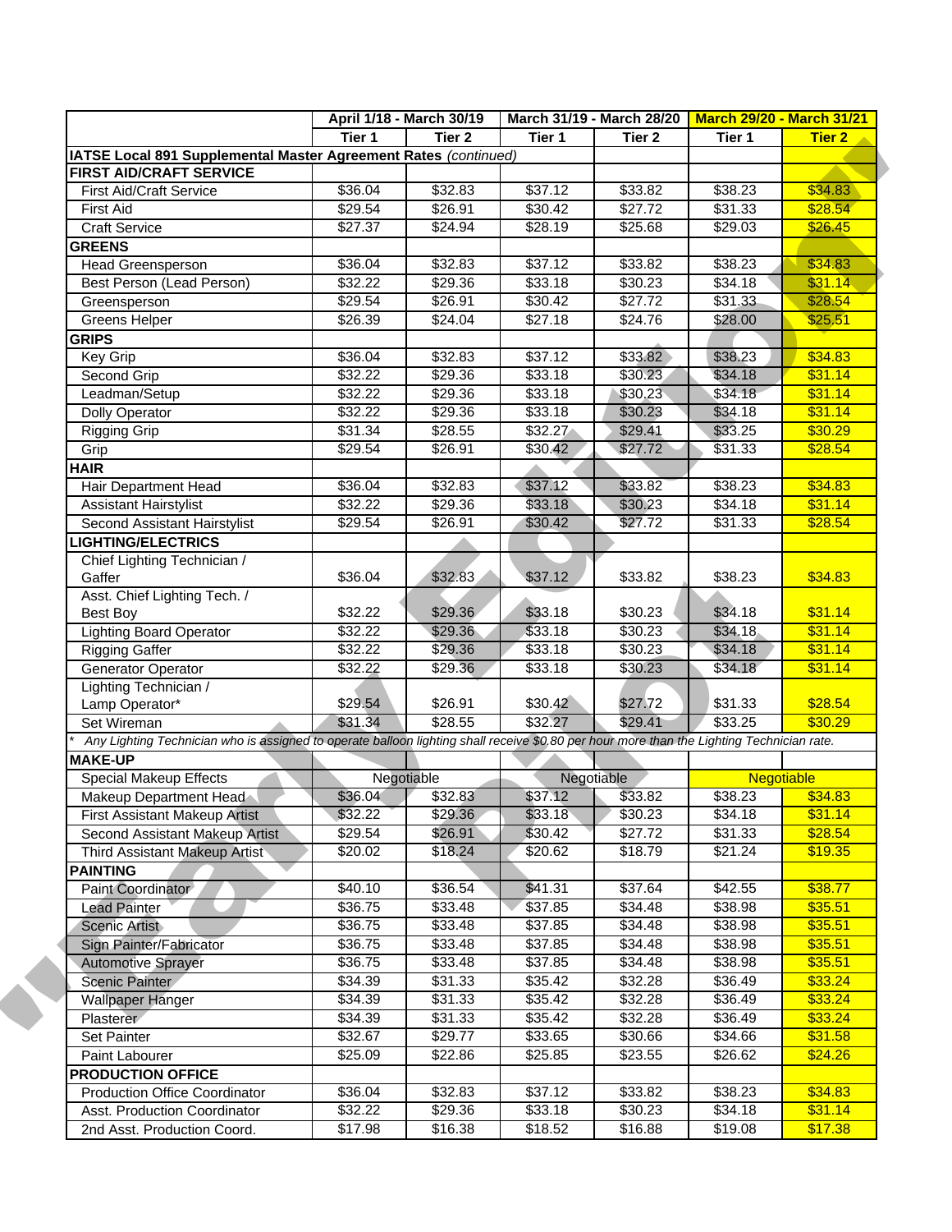| | April 1/18 - March 30/19 | | March 31/19 - March 28/20 | | March 29/20 - March 31/21 | |
|---|---|---|---|---|---|---|
| | Tier 1 | Tier 2 | Tier 1 | Tier 2 | Tier 1 | Tier 2 |
| **IATSE Local 891 Supplemental Master Agreement Rates** *(continued)* | | | | | | |
| **FIRST AID/CRAFT SERVICE** | | | | | | |
| First Aid/Craft Service | $36.04 | $32.83 | $37.12 | $33.82 | $38.23 | $34.83 |
| First Aid | $29.54 | $26.91 | $30.42 | $27.72 | $31.33 | $28.54 |
| Craft Service | $27.37 | $24.94 | $28.19 | $25.68 | $29.03 | $26.45 |
| **GREENS** | | | | | | |
| Head Greensperson | $36.04 | $32.83 | $37.12 | $33.82 | $38.23 | $34.83 |
| Best Person (Lead Person) | $32.22 | $29.36 | $33.18 | $30.23 | $34.18 | $31.14 |
| Greensperson | $29.54 | $26.91 | $30.42 | $27.72 | $31.33 | $28.54 |
| Greens Helper | $26.39 | $24.04 | $27.18 | $24.76 | $28.00 | $25.51 |
| **GRIPS** | | | | | | |
| Key Grip | $36.04 | $32.83 | $37.12 | $33.82 | $38.23 | $34.83 |
| Second Grip | $32.22 | $29.36 | $33.18 | $30.23 | $34.18 | $31.14 |
| Leadman/Setup | $32.22 | $29.36 | $33.18 | $30.23 | $34.18 | $31.14 |
| Dolly Operator | $32.22 | $29.36 | $33.18 | $30.23 | $34.18 | $31.14 |
| Rigging Grip | $31.34 | $28.55 | $32.27 | $29.41 | $33.25 | $30.29 |
| Grip | $29.54 | $26.91 | $30.42 | $27.72 | $31.33 | $28.54 |
| **HAIR** | | | | | | |
| Hair Department Head | $36.04 | $32.83 | $37.12 | $33.82 | $38.23 | $34.83 |
| Assistant Hairstylist | $32.22 | $29.36 | $33.18 | $30.23 | $34.18 | $31.14 |
| Second Assistant Hairstylist | $29.54 | $26.91 | $30.42 | $27.72 | $31.33 | $28.54 |
| **LIGHTING/ELECTRICS** | | | | | | |
| Chief Lighting Technician / Gaffer | $36.04 | $32.83 | $37.12 | $33.82 | $38.23 | $34.83 |
| Asst. Chief Lighting Tech. / Best Boy | $32.22 | $29.36 | $33.18 | $30.23 | $34.18 | $31.14 |
| Lighting Board Operator | $32.22 | $29.36 | $33.18 | $30.23 | $34.18 | $31.14 |
| Rigging Gaffer | $32.22 | $29.36 | $33.18 | $30.23 | $34.18 | $31.14 |
| Generator Operator | $32.22 | $29.36 | $33.18 | $30.23 | $34.18 | $31.14 |
| Lighting Technician / Lamp Operator* | $29.54 | $26.91 | $30.42 | $27.72 | $31.33 | $28.54 |
| Set Wireman | $31.34 | $28.55 | $32.27 | $29.41 | $33.25 | $30.29 |
| * *Any Lighting Technician who is assigned to operate balloon lighting shall receive $0.80 per hour more than the Lighting Technician rate.* | | | | | | |
| **MAKE-UP** | | | | | | |
| Special Makeup Effects | Negotiable | | Negotiable | | Negotiable | |
| Makeup Department Head | $36.04 | $32.83 | $37.12 | $33.82 | $38.23 | $34.83 |
| First Assistant Makeup Artist | $32.22 | $29.36 | $33.18 | $30.23 | $34.18 | $31.14 |
| Second Assistant Makeup Artist | $29.54 | $26.91 | $30.42 | $27.72 | $31.33 | $28.54 |
| Third Assistant Makeup Artist | $20.02 | $18.24 | $20.62 | $18.79 | $21.24 | $19.35 |
| **PAINTING** | | | | | | |
| Paint Coordinator | $40.10 | $36.54 | $41.31 | $37.64 | $42.55 | $38.77 |
| Lead Painter | $36.75 | $33.48 | $37.85 | $34.48 | $38.98 | $35.51 |
| Scenic Artist | $36.75 | $33.48 | $37.85 | $34.48 | $38.98 | $35.51 |
| Sign Painter/Fabricator | $36.75 | $33.48 | $37.85 | $34.48 | $38.98 | $35.51 |
| Automotive Sprayer | $36.75 | $33.48 | $37.85 | $34.48 | $38.98 | $35.51 |
| Scenic Painter | $34.39 | $31.33 | $35.42 | $32.28 | $36.49 | $33.24 |
| Wallpaper Hanger | $34.39 | $31.33 | $35.42 | $32.28 | $36.49 | $33.24 |
| Plasterer | $34.39 | $31.33 | $35.42 | $32.28 | $36.49 | $33.24 |
| Set Painter | $32.67 | $29.77 | $33.65 | $30.66 | $34.66 | $31.58 |
| Paint Labourer | $25.09 | $22.86 | $25.85 | $23.55 | $26.62 | $24.26 |
| **PRODUCTION OFFICE** | | | | | | |
| Production Office Coordinator | $36.04 | $32.83 | $37.12 | $33.82 | $38.23 | $34.83 |
| Asst. Production Coordinator | $32.22 | $29.36 | $33.18 | $30.23 | $34.18 | $31.14 |
| 2nd Asst. Production Coord. | $17.98 | $16.38 | $18.52 | $16.88 | $19.08 | $17.38 |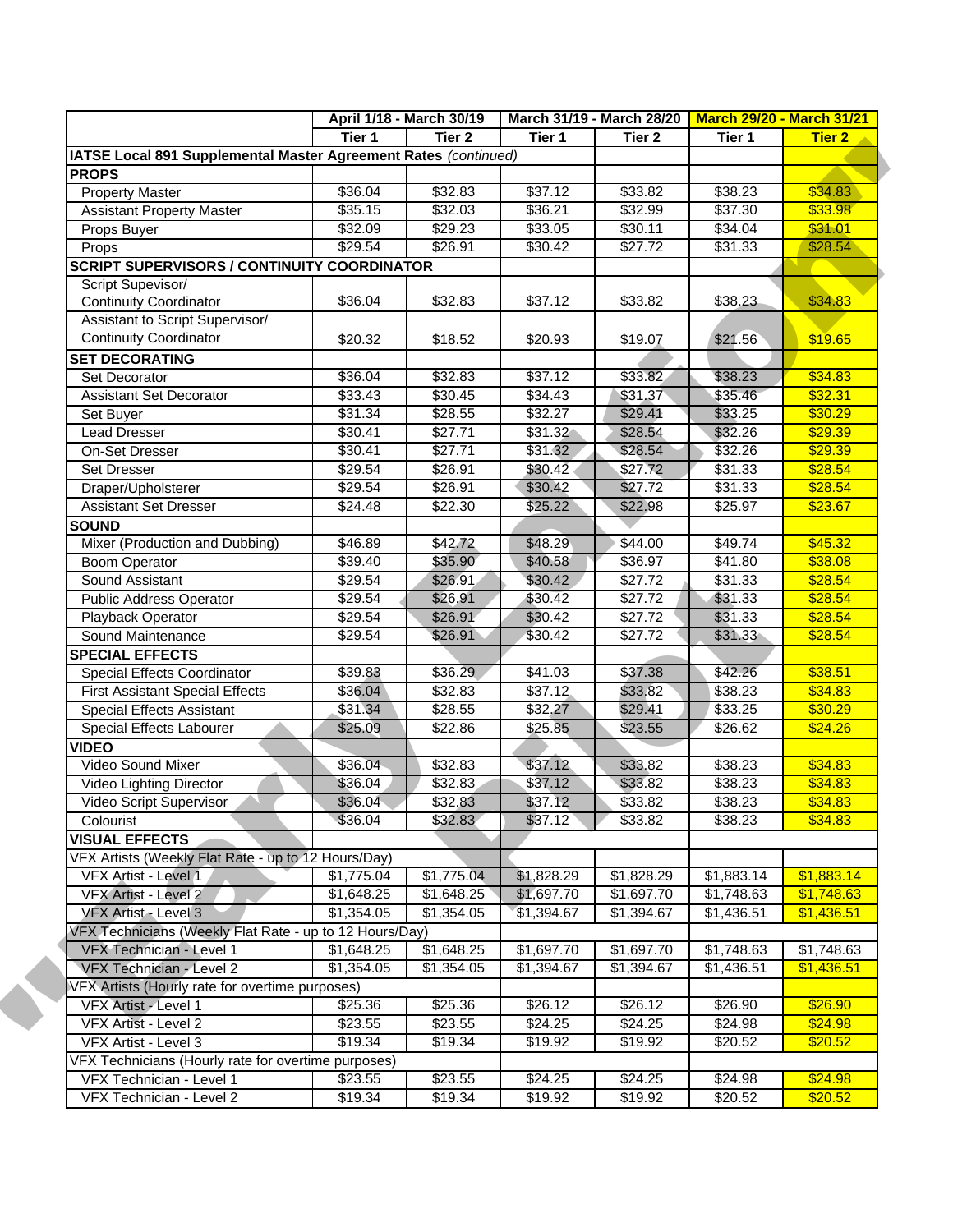| | April 1/18 - March 30/19 | | March 31/19 - March 28/20 | | March 29/20 - March 31/21 | |
|---|---|---|---|---|---|---|
| | Tier 1 | Tier 2 | Tier 1 | Tier 2 | Tier 1 | Tier 2 |
| **IATSE Local 891 Supplemental Master Agreement Rates** *(continued)* | | | | | | |
| **PROPS** | | | | | | |
| Property Master | $36.04 | $32.83 | $37.12 | $33.82 | $38.23 | $34.83 |
| Assistant Property Master | $35.15 | $32.03 | $36.21 | $32.99 | $37.30 | $33.98 |
| Props Buyer | $32.09 | $29.23 | $33.05 | $30.11 | $34.04 | $31.01 |
| Props | $29.54 | $26.91 | $30.42 | $27.72 | $31.33 | $28.54 |
| **SCRIPT SUPERVISORS / CONTINUITY COORDINATOR** | | | | | | |
| Script Supevisor/ Continuity Coordinator | $36.04 | $32.83 | $37.12 | $33.82 | $38.23 | $34.83 |
| Assistant to Script Supervisor/ Continuity Coordinator | $20.32 | $18.52 | $20.93 | $19.07 | $21.56 | $19.65 |
| **SET DECORATING** | | | | | | |
| Set Decorator | $36.04 | $32.83 | $37.12 | $33.82 | $38.23 | $34.83 |
| Assistant Set Decorator | $33.43 | $30.45 | $34.43 | $31.37 | $35.46 | $32.31 |
| Set Buyer | $31.34 | $28.55 | $32.27 | $29.41 | $33.25 | $30.29 |
| Lead Dresser | $30.41 | $27.71 | $31.32 | $28.54 | $32.26 | $29.39 |
| On-Set Dresser | $30.41 | $27.71 | $31.32 | $28.54 | $32.26 | $29.39 |
| Set Dresser | $29.54 | $26.91 | $30.42 | $27.72 | $31.33 | $28.54 |
| Draper/Upholsterer | $29.54 | $26.91 | $30.42 | $27.72 | $31.33 | $28.54 |
| Assistant Set Dresser | $24.48 | $22.30 | $25.22 | $22.98 | $25.97 | $23.67 |
| **SOUND** | | | | | | |
| Mixer (Production and Dubbing) | $46.89 | $42.72 | $48.29 | $44.00 | $49.74 | $45.32 |
| Boom Operator | $39.40 | $35.90 | $40.58 | $36.97 | $41.80 | $38.08 |
| Sound Assistant | $29.54 | $26.91 | $30.42 | $27.72 | $31.33 | $28.54 |
| Public Address Operator | $29.54 | $26.91 | $30.42 | $27.72 | $31.33 | $28.54 |
| Playback Operator | $29.54 | $26.91 | $30.42 | $27.72 | $31.33 | $28.54 |
| Sound Maintenance | $29.54 | $26.91 | $30.42 | $27.72 | $31.33 | $28.54 |
| **SPECIAL EFFECTS** | | | | | | |
| Special Effects Coordinator | $39.83 | $36.29 | $41.03 | $37.38 | $42.26 | $38.51 |
| First Assistant Special Effects | $36.04 | $32.83 | $37.12 | $33.82 | $38.23 | $34.83 |
| Special Effects Assistant | $31.34 | $28.55 | $32.27 | $29.41 | $33.25 | $30.29 |
| Special Effects Labourer | $25.09 | $22.86 | $25.85 | $23.55 | $26.62 | $24.26 |
| **VIDEO** | | | | | | |
| Video Sound Mixer | $36.04 | $32.83 | $37.12 | $33.82 | $38.23 | $34.83 |
| Video Lighting Director | $36.04 | $32.83 | $37.12 | $33.82 | $38.23 | $34.83 |
| Video Script Supervisor | $36.04 | $32.83 | $37.12 | $33.82 | $38.23 | $34.83 |
| Colourist | $36.04 | $32.83 | $37.12 | $33.82 | $38.23 | $34.83 |
| **VISUAL EFFECTS** | | | | | | |
| VFX Artists (Weekly Flat Rate - up to 12 Hours/Day) | | | | | | |
| VFX Artist - Level 1 | $1,775.04 | $1,775.04 | $1,828.29 | $1,828.29 | $1,883.14 | $1,883.14 |
| VFX Artist - Level 2 | $1,648.25 | $1,648.25 | $1,697.70 | $1,697.70 | $1,748.63 | $1,748.63 |
| VFX Artist - Level 3 | $1,354.05 | $1,354.05 | $1,394.67 | $1,394.67 | $1,436.51 | $1,436.51 |
| VFX Technicians (Weekly Flat Rate - up to 12 Hours/Day) | | | | | | |
| VFX Technician - Level 1 | $1,648.25 | $1,648.25 | $1,697.70 | $1,697.70 | $1,748.63 | $1,748.63 |
| VFX Technician - Level 2 | $1,354.05 | $1,354.05 | $1,394.67 | $1,394.67 | $1,436.51 | $1,436.51 |
| VFX Artists (Hourly rate for overtime purposes) | | | | | | |
| VFX Artist - Level 1 | $25.36 | $25.36 | $26.12 | $26.12 | $26.90 | $26.90 |
| VFX Artist - Level 2 | $23.55 | $23.55 | $24.25 | $24.25 | $24.98 | $24.98 |
| VFX Artist - Level 3 | $19.34 | $19.34 | $19.92 | $19.92 | $20.52 | $20.52 |
| VFX Technicians (Hourly rate for overtime purposes) | | | | | | |
| VFX Technician - Level 1 | $23.55 | $23.55 | $24.25 | $24.25 | $24.98 | $24.98 |
| VFX Technician - Level 2 | $19.34 | $19.34 | $19.92 | $19.92 | $20.52 | $20.52 |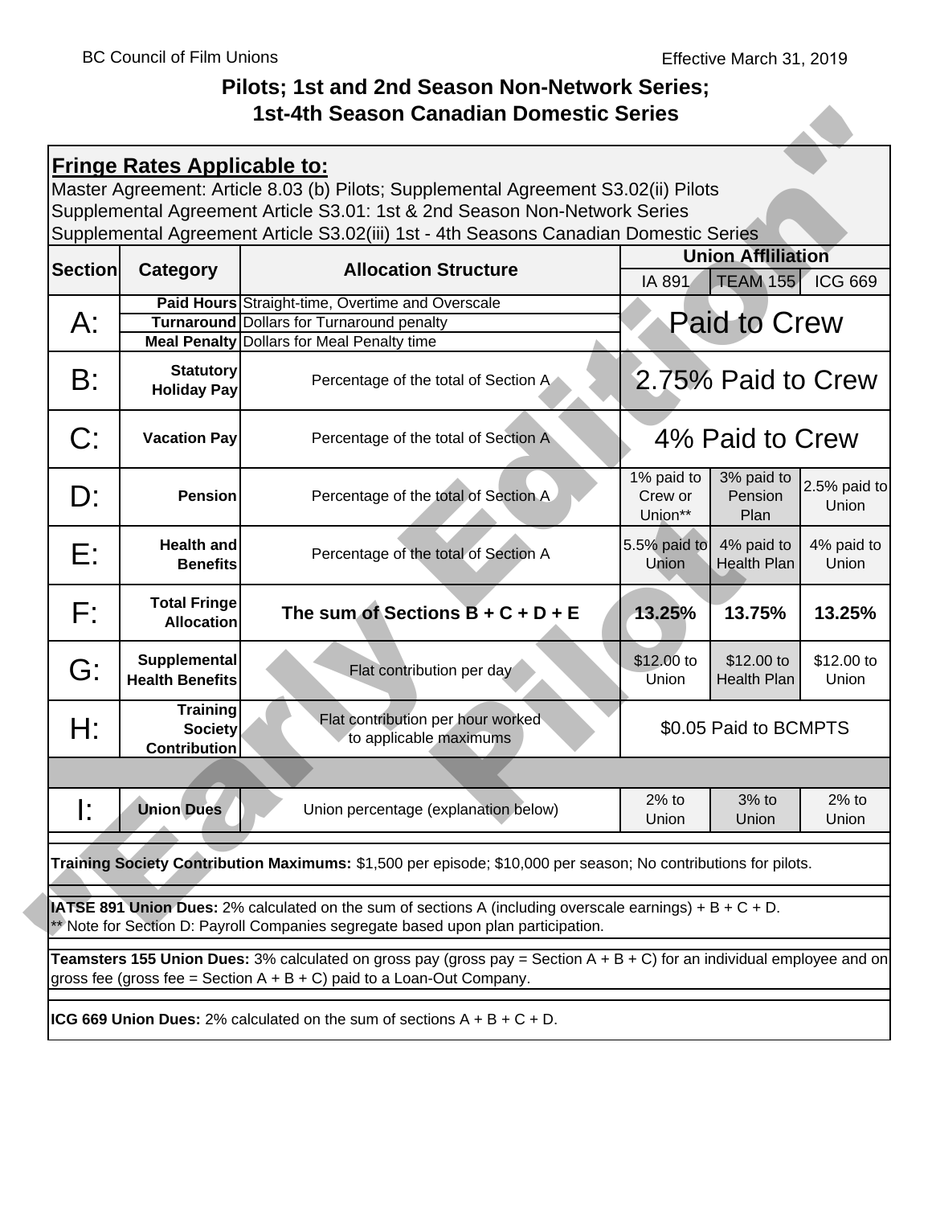BC Council of Film Unions

Effective March 31, 2019

# Pilots; 1st and 2nd Season Non-Network Series; 1st-4th Season Canadian Domestic Series

**Fringe Rates Applicable to:**
Master Agreement: Article 8.03 (b) Pilots; Supplemental Agreement S3.02(ii) Pilots
Supplemental Agreement Article S3.01: 1st & 2nd Season Non-Network Series
Supplemental Agreement Article S3.02(iii) 1st - 4th Seasons Canadian Domestic Series

| Section | Category | Allocation Structure | Union Affiliation | | |
|---|---|---|---|---|---|
| | | | IA 891 | TEAM 155 | ICG 669 |
| A: | **Paid Hours** | Straight-time, Overtime and Overscale | Paid to Crew | | |
| | **Turnaround** | Dollars for Turnaround penalty | | | |
| | **Meal Penalty** | Dollars for Meal Penalty time | | | |
| B: | **Statutory Holiday Pay** | Percentage of the total of Section A | 2.75% Paid to Crew | | |
| C: | **Vacation Pay** | Percentage of the total of Section A | 4% Paid to Crew | | |
| D: | **Pension** | Percentage of the total of Section A | 1% paid to Crew or Union** | 3% paid to Pension Plan | 2.5% paid to Union |
| E: | **Health and Benefits** | Percentage of the total of Section A | 5.5% paid to Union | 4% paid to Health Plan | 4% paid to Union |
| F: | **Total Fringe Allocation** | **The sum of Sections B + C + D + E** | **13.25%** | **13.75%** | **13.25%** |
| G: | **Supplemental Health Benefits** | Flat contribution per day | $12.00 to Union | $12.00 to Health Plan | $12.00 to Union |
| H: | **Training Society Contribution** | Flat contribution per hour worked to applicable maximums | $0.05 Paid to BCMPTS | | |
| I: | **Union Dues** | Union percentage (explanation below) | 2% to Union | 3% to Union | 2% to Union |

**Training Society Contribution Maximums:** $1,500 per episode; $10,000 per season; No contributions for pilots.

**IATSE 891 Union Dues:** 2% calculated on the sum of sections A (including overscale earnings) + B + C + D.
** Note for Section D: Payroll Companies segregate based upon plan participation.

**Teamsters 155 Union Dues:** 3% calculated on gross pay (gross pay = Section A + B + C) for an individual employee and on gross fee (gross fee = Section A + B + C) paid to a Loan-Out Company.

**ICG 669 Union Dues:** 2% calculated on the sum of sections A + B + C + D.